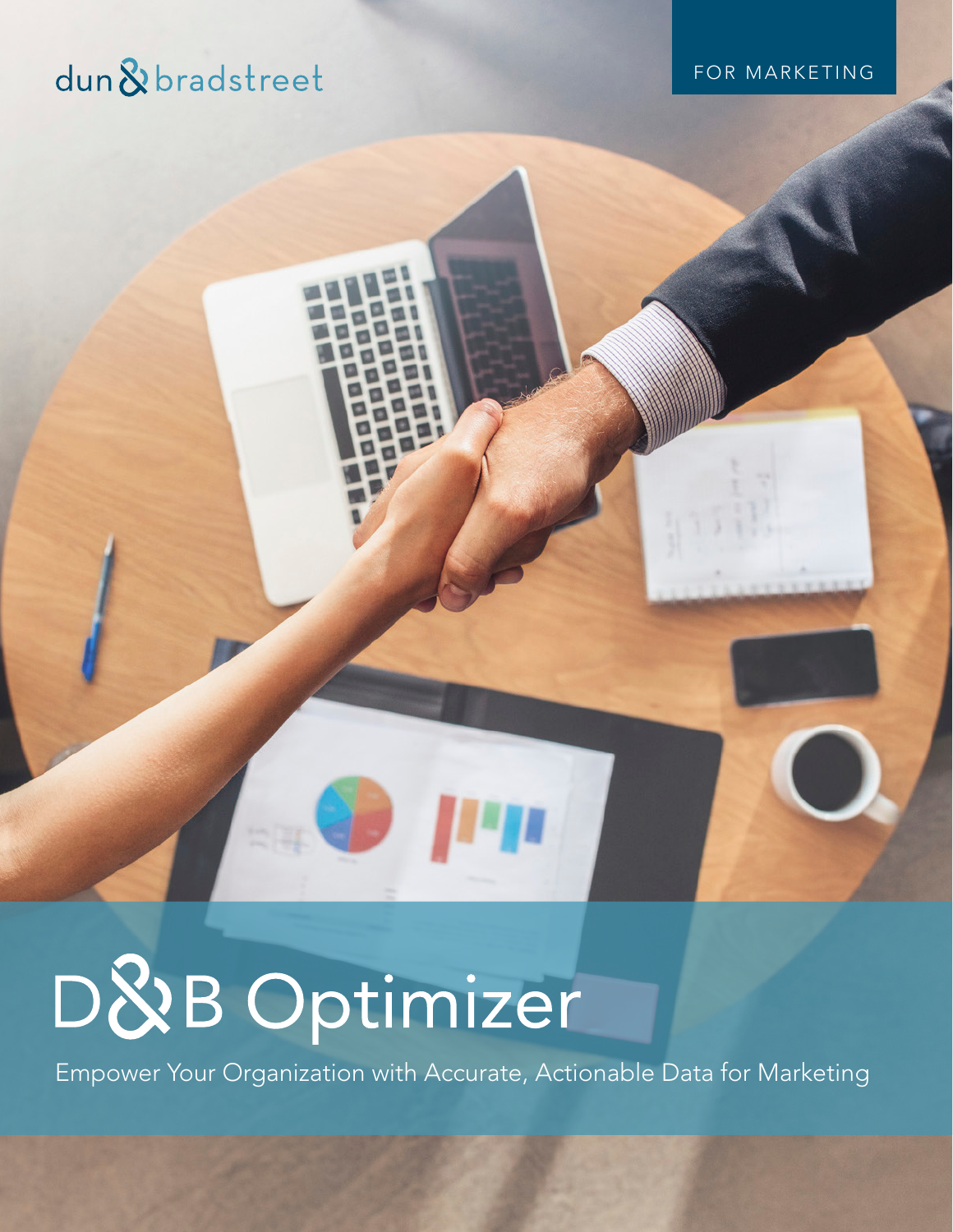dun & bradstreet

FOR MARKETING

# D&B Optimizer

Empower Your Organization with Accurate, Actionable Data for Marketing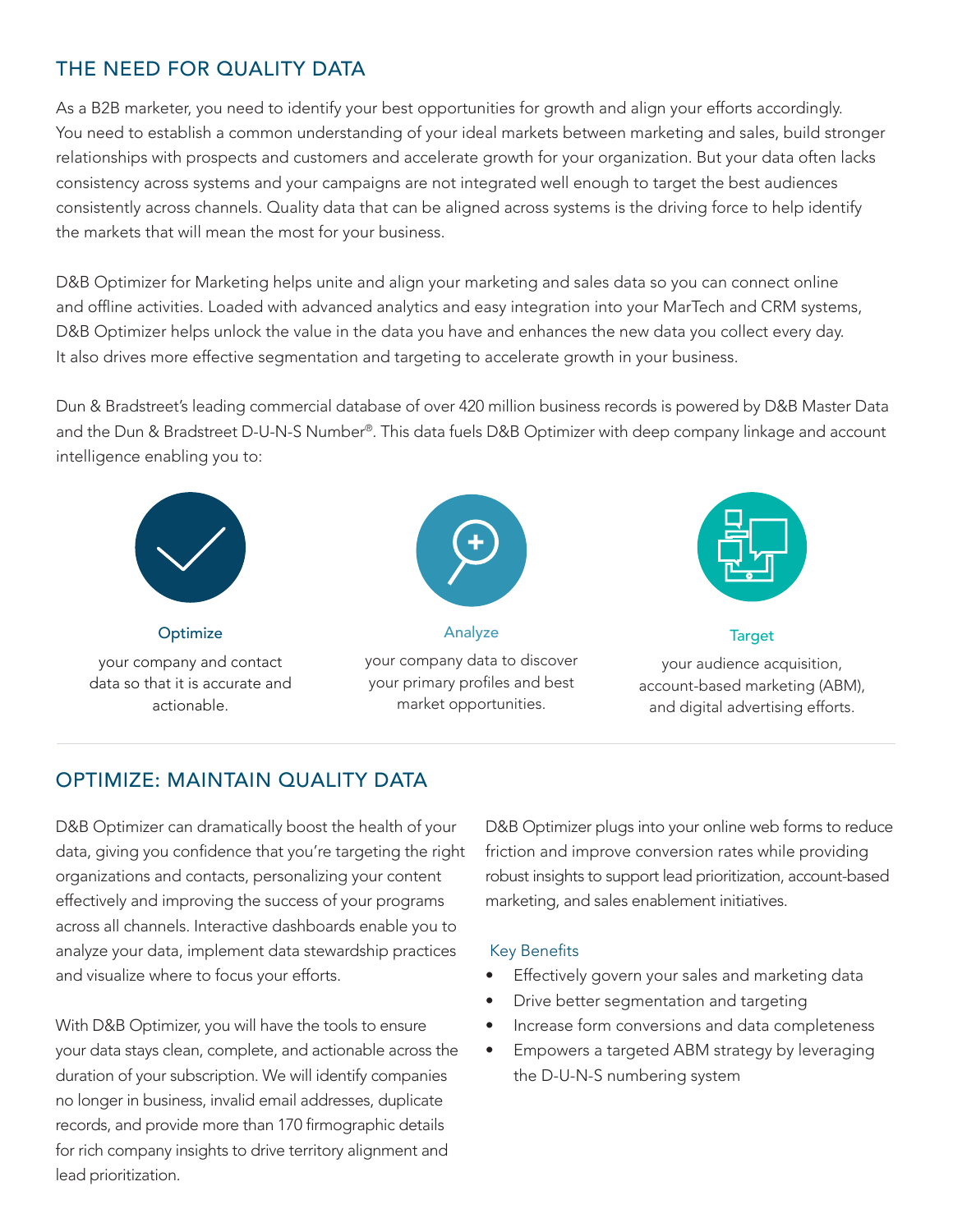## THE NEED FOR QUALITY DATA

As a B2B marketer, you need to identify your best opportunities for growth and align your efforts accordingly. You need to establish a common understanding of your ideal markets between marketing and sales, build stronger relationships with prospects and customers and accelerate growth for your organization. But your data often lacks consistency across systems and your campaigns are not integrated well enough to target the best audiences consistently across channels. Quality data that can be aligned across systems is the driving force to help identify the markets that will mean the most for your business.

D&B Optimizer for Marketing helps unite and align your marketing and sales data so you can connect online and offline activities. Loaded with advanced analytics and easy integration into your MarTech and CRM systems, D&B Optimizer helps unlock the value in the data you have and enhances the new data you collect every day. It also drives more effective segmentation and targeting to accelerate growth in your business.

Dun & Bradstreet's leading commercial database of over 420 million business records is powered by D&B Master Data and the Dun & Bradstreet D-U-N-S Number®. This data fuels D&B Optimizer with deep company linkage and account intelligence enabling you to:

**Optimize**
your company and contact data so that it is accurate and actionable.

**Analyze**
your company data to discover your primary profiles and best market opportunities.

**Target**
your audience acquisition, account-based marketing (ABM), and digital advertising efforts.

## OPTIMIZE: MAINTAIN QUALITY DATA

D&B Optimizer can dramatically boost the health of your data, giving you confidence that you're targeting the right organizations and contacts, personalizing your content effectively and improving the success of your programs across all channels. Interactive dashboards enable you to analyze your data, implement data stewardship practices and visualize where to focus your efforts.

With D&B Optimizer, you will have the tools to ensure your data stays clean, complete, and actionable across the duration of your subscription. We will identify companies no longer in business, invalid email addresses, duplicate records, and provide more than 170 firmographic details for rich company insights to drive territory alignment and lead prioritization.

D&B Optimizer plugs into your online web forms to reduce friction and improve conversion rates while providing robust insights to support lead prioritization, account-based marketing, and sales enablement initiatives.

### Key Benefits

- Effectively govern your sales and marketing data
- Drive better segmentation and targeting
- Increase form conversions and data completeness
- Empowers a targeted ABM strategy by leveraging the D-U-N-S numbering system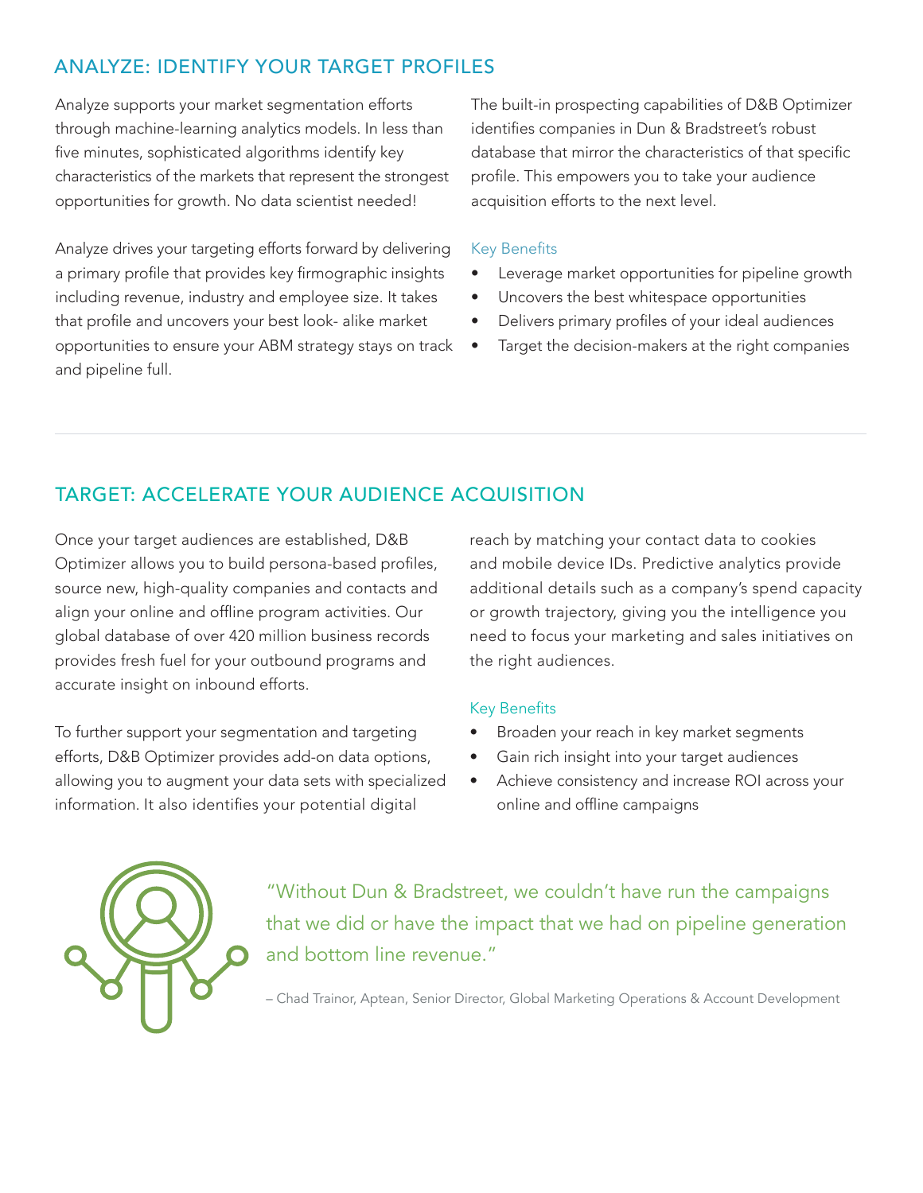## ANALYZE: IDENTIFY YOUR TARGET PROFILES

Analyze supports your market segmentation efforts through machine-learning analytics models. In less than five minutes, sophisticated algorithms identify key characteristics of the markets that represent the strongest opportunities for growth. No data scientist needed!

Analyze drives your targeting efforts forward by delivering a primary profile that provides key firmographic insights including revenue, industry and employee size. It takes that profile and uncovers your best look- alike market opportunities to ensure your ABM strategy stays on track and pipeline full.

The built-in prospecting capabilities of D&B Optimizer identifies companies in Dun & Bradstreet's robust database that mirror the characteristics of that specific profile. This empowers you to take your audience acquisition efforts to the next level.

### Key Benefits

- Leverage market opportunities for pipeline growth
- Uncovers the best whitespace opportunities
- Delivers primary profiles of your ideal audiences
- Target the decision-makers at the right companies

## TARGET: ACCELERATE YOUR AUDIENCE ACQUISITION

Once your target audiences are established, D&B Optimizer allows you to build persona-based profiles, source new, high-quality companies and contacts and align your online and offline program activities. Our global database of over 420 million business records provides fresh fuel for your outbound programs and accurate insight on inbound efforts.

To further support your segmentation and targeting efforts, D&B Optimizer provides add-on data options, allowing you to augment your data sets with specialized information. It also identifies your potential digital reach by matching your contact data to cookies and mobile device IDs. Predictive analytics provide additional details such as a company's spend capacity or growth trajectory, giving you the intelligence you need to focus your marketing and sales initiatives on the right audiences.

### Key Benefits

- Broaden your reach in key market segments
- Gain rich insight into your target audiences
- Achieve consistency and increase ROI across your online and offline campaigns

> "Without Dun & Bradstreet, we couldn't have run the campaigns that we did or have the impact that we had on pipeline generation and bottom line revenue."
>
> – Chad Trainor, Aptean, Senior Director, Global Marketing Operations & Account Development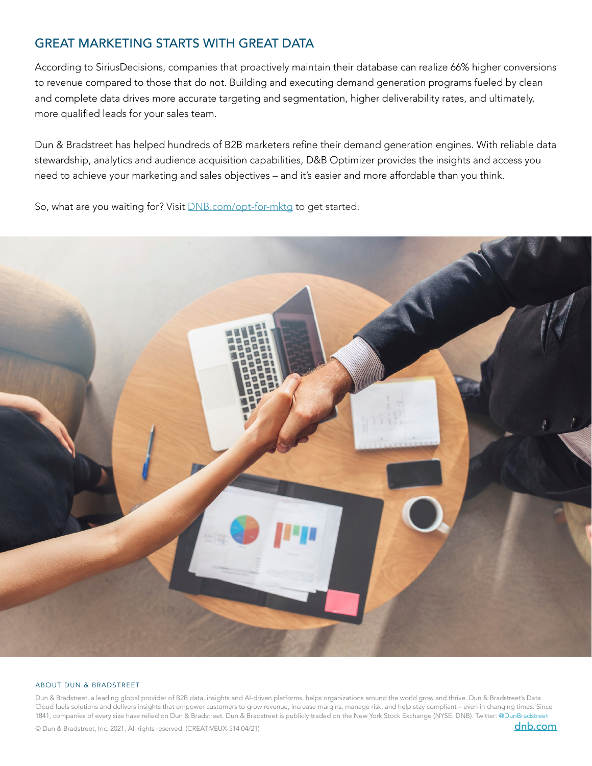## GREAT MARKETING STARTS WITH GREAT DATA

According to SiriusDecisions, companies that proactively maintain their database can realize 66% higher conversions to revenue compared to those that do not. Building and executing demand generation programs fueled by clean and complete data drives more accurate targeting and segmentation, higher deliverability rates, and ultimately, more qualified leads for your sales team.

Dun & Bradstreet has helped hundreds of B2B marketers refine their demand generation engines. With reliable data stewardship, analytics and audience acquisition capabilities, D&B Optimizer provides the insights and access you need to achieve your marketing and sales objectives – and it's easier and more affordable than you think.

So, what are you waiting for? Visit [DNB.com/opt-for-mktg](DNB.com/opt-for-mktg) to get started.

### ABOUT DUN & BRADSTREET

Dun & Bradstreet, a leading global provider of B2B data, insights and AI-driven platforms, helps organizations around the world grow and thrive. Dun & Bradstreet's Data Cloud fuels solutions and delivers insights that empower customers to grow revenue, increase margins, manage risk, and help stay compliant – even in changing times. Since 1841, companies of every size have relied on Dun & Bradstreet. Dun & Bradstreet is publicly traded on the New York Stock Exchange (NYSE: DNB). Twitter: @DunBradstreet

© Dun & Bradstreet, Inc. 2021. All rights reserved. (CREATIVEUX-514 04/21)

[dnb.com](dnb.com)